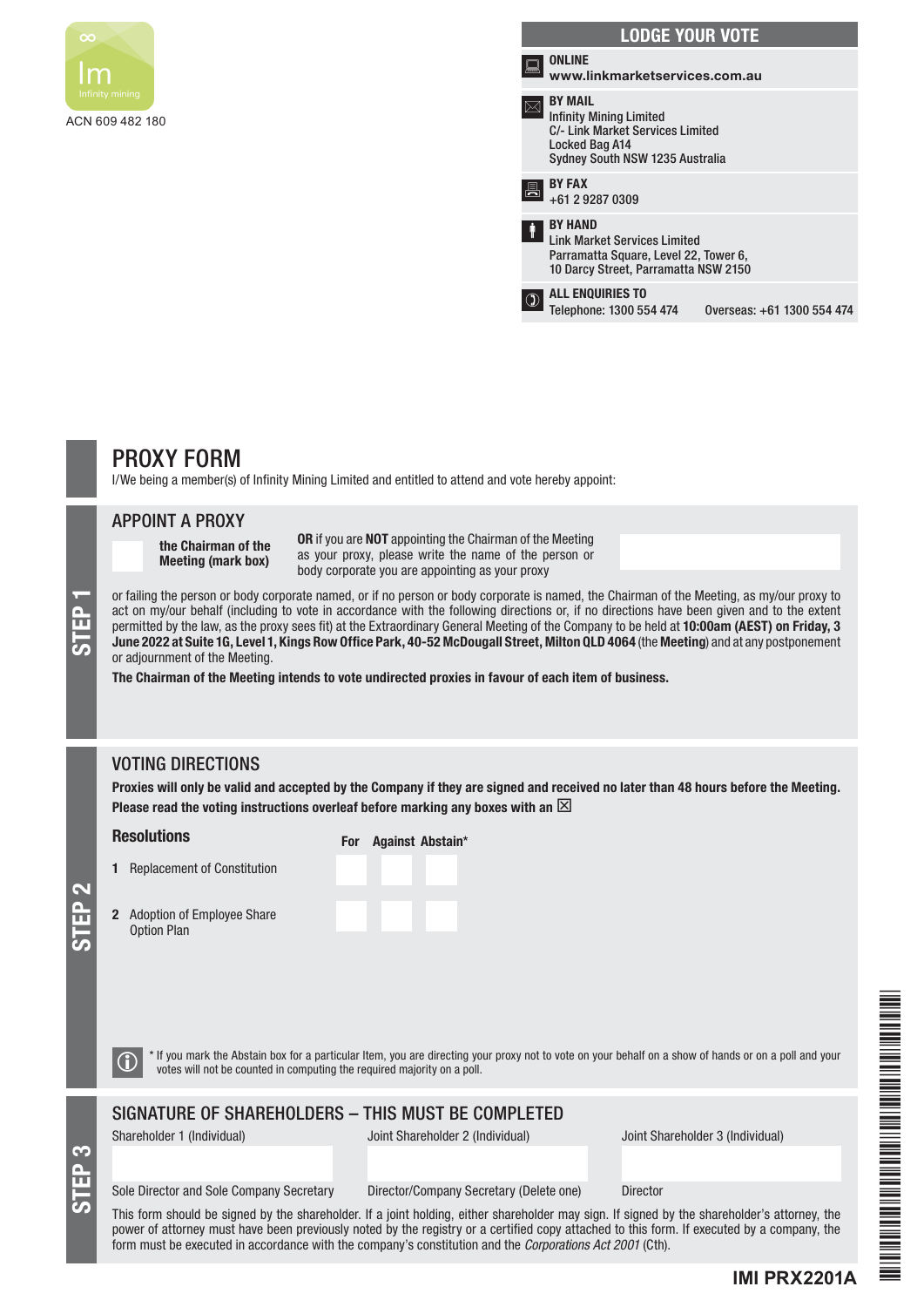Infinity mining

ACN 609 482 180

## LODGE YOUR VOTE

**ONLINE**
**www.linkmarketservices.com.au**

**BY MAIL**
Infinity Mining Limited
C/- Link Market Services Limited
Locked Bag A14
Sydney South NSW 1235 Australia

**BY FAX**
+61 2 9287 0309

**BY HAND**
Link Market Services Limited
Parramatta Square, Level 22, Tower 6,
10 Darcy Street, Parramatta NSW 2150

**ALL ENQUIRIES TO**
Telephone: 1300 554 474 Overseas: +61 1300 554 474

# PROXY FORM

I/We being a member(s) of Infinity Mining Limited and entitled to attend and vote hereby appoint:

## STEP 1

### APPOINT A PROXY

☐ **the Chairman of the Meeting (mark box)**

**OR** if you are **NOT** appointing the Chairman of the Meeting as your proxy, please write the name of the person or body corporate you are appointing as your proxy

or failing the person or body corporate named, or if no person or body corporate is named, the Chairman of the Meeting, as my/our proxy to act on my/our behalf (including to vote in accordance with the following directions or, if no directions have been given and to the extent permitted by the law, as the proxy sees fit) at the Extraordinary General Meeting of the Company to be held at **10:00am (AEST) on Friday, 3 June 2022 at Suite 1G, Level 1, Kings Row Office Park, 40-52 McDougall Street, Milton QLD 4064** (the **Meeting**) and at any postponement or adjournment of the Meeting.

**The Chairman of the Meeting intends to vote undirected proxies in favour of each item of business.**

## STEP 2

### VOTING DIRECTIONS

**Proxies will only be valid and accepted by the Company if they are signed and received no later than 48 hours before the Meeting.**
**Please read the voting instructions overleaf before marking any boxes with an ☒**

| Resolutions | For | Against | Abstain* |
|---|---|---|---|
| 1 Replacement of Constitution | ☐ | ☐ | ☐ |
| 2 Adoption of Employee Share Option Plan | ☐ | ☐ | ☐ |

\* If you mark the Abstain box for a particular Item, you are directing your proxy not to vote on your behalf on a show of hands or on a poll and your votes will not be counted in computing the required majority on a poll.

## STEP 3

### SIGNATURE OF SHAREHOLDERS – THIS MUST BE COMPLETED

| Shareholder 1 (Individual) | Joint Shareholder 2 (Individual) | Joint Shareholder 3 (Individual) |
|---|---|---|
| | | |
| Sole Director and Sole Company Secretary | Director/Company Secretary (Delete one) | Director |

This form should be signed by the shareholder. If a joint holding, either shareholder may sign. If signed by the shareholder's attorney, the power of attorney must have been previously noted by the registry or a certified copy attached to this form. If executed by a company, the form must be executed in accordance with the company's constitution and the *Corporations Act 2001* (Cth).

**IMI PRX2201A**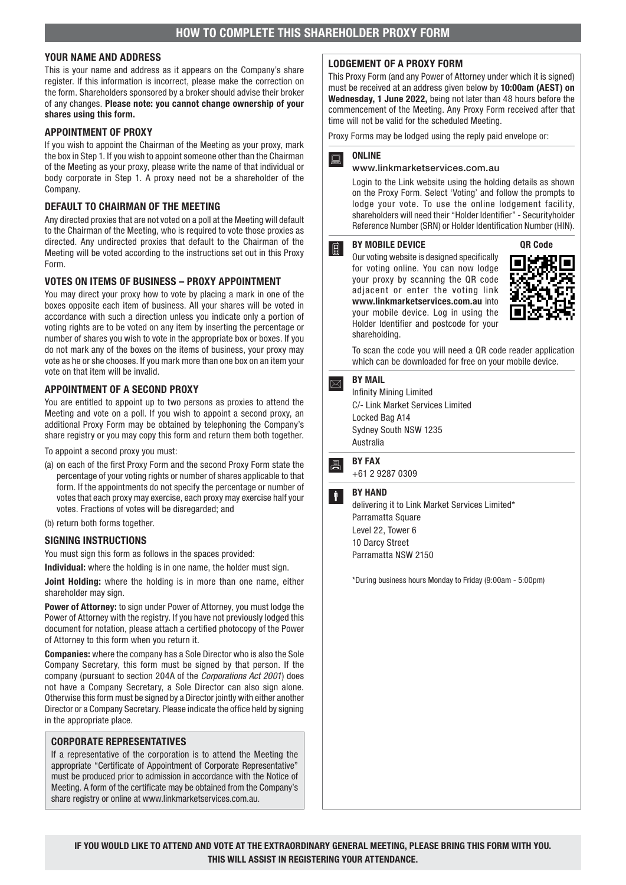# HOW TO COMPLETE THIS SHAREHOLDER PROXY FORM

### YOUR NAME AND ADDRESS

This is your name and address as it appears on the Company's share register. If this information is incorrect, please make the correction on the form. Shareholders sponsored by a broker should advise their broker of any changes. **Please note: you cannot change ownership of your shares using this form.**

### APPOINTMENT OF PROXY

If you wish to appoint the Chairman of the Meeting as your proxy, mark the box in Step 1. If you wish to appoint someone other than the Chairman of the Meeting as your proxy, please write the name of that individual or body corporate in Step 1. A proxy need not be a shareholder of the Company.

### DEFAULT TO CHAIRMAN OF THE MEETING

Any directed proxies that are not voted on a poll at the Meeting will default to the Chairman of the Meeting, who is required to vote those proxies as directed. Any undirected proxies that default to the Chairman of the Meeting will be voted according to the instructions set out in this Proxy Form.

### VOTES ON ITEMS OF BUSINESS – PROXY APPOINTMENT

You may direct your proxy how to vote by placing a mark in one of the boxes opposite each item of business. All your shares will be voted in accordance with such a direction unless you indicate only a portion of voting rights are to be voted on any item by inserting the percentage or number of shares you wish to vote in the appropriate box or boxes. If you do not mark any of the boxes on the items of business, your proxy may vote as he or she chooses. If you mark more than one box on an item your vote on that item will be invalid.

### APPOINTMENT OF A SECOND PROXY

You are entitled to appoint up to two persons as proxies to attend the Meeting and vote on a poll. If you wish to appoint a second proxy, an additional Proxy Form may be obtained by telephoning the Company's share registry or you may copy this form and return them both together.

To appoint a second proxy you must:

(a) on each of the first Proxy Form and the second Proxy Form state the percentage of your voting rights or number of shares applicable to that form. If the appointments do not specify the percentage or number of votes that each proxy may exercise, each proxy may exercise half your votes. Fractions of votes will be disregarded; and

(b) return both forms together.

### SIGNING INSTRUCTIONS

You must sign this form as follows in the spaces provided:

**Individual:** where the holding is in one name, the holder must sign.

**Joint Holding:** where the holding is in more than one name, either shareholder may sign.

**Power of Attorney:** to sign under Power of Attorney, you must lodge the Power of Attorney with the registry. If you have not previously lodged this document for notation, please attach a certified photocopy of the Power of Attorney to this form when you return it.

**Companies:** where the company has a Sole Director who is also the Sole Company Secretary, this form must be signed by that person. If the company (pursuant to section 204A of the *Corporations Act 2001*) does not have a Company Secretary, a Sole Director can also sign alone. Otherwise this form must be signed by a Director jointly with either another Director or a Company Secretary. Please indicate the office held by signing in the appropriate place.

### CORPORATE REPRESENTATIVES

If a representative of the corporation is to attend the Meeting the appropriate "Certificate of Appointment of Corporate Representative" must be produced prior to admission in accordance with the Notice of Meeting. A form of the certificate may be obtained from the Company's share registry or online at www.linkmarketservices.com.au.

### LODGEMENT OF A PROXY FORM

This Proxy Form (and any Power of Attorney under which it is signed) must be received at an address given below by **10:00am (AEST) on Wednesday, 1 June 2022,** being not later than 48 hours before the commencement of the Meeting. Any Proxy Form received after that time will not be valid for the scheduled Meeting.

Proxy Forms may be lodged using the reply paid envelope or:

**ONLINE**

www.linkmarketservices.com.au

Login to the Link website using the holding details as shown on the Proxy Form. Select 'Voting' and follow the prompts to lodge your vote. To use the online lodgement facility, shareholders will need their "Holder Identifier" - Securityholder Reference Number (SRN) or Holder Identification Number (HIN).

**BY MOBILE DEVICE**

**QR Code**

Our voting website is designed specifically for voting online. You can now lodge your proxy by scanning the QR code adjacent or enter the voting link **www.linkmarketservices.com.au** into your mobile device. Log in using the Holder Identifier and postcode for your shareholding.

To scan the code you will need a QR code reader application which can be downloaded for free on your mobile device.

**BY MAIL**

Infinity Mining Limited
C/- Link Market Services Limited
Locked Bag A14
Sydney South NSW 1235
Australia

**BY FAX**

+61 2 9287 0309

**BY HAND**

delivering it to Link Market Services Limited*
Parramatta Square
Level 22, Tower 6
10 Darcy Street
Parramatta NSW 2150

*During business hours Monday to Friday (9:00am - 5:00pm)

**IF YOU WOULD LIKE TO ATTEND AND VOTE AT THE EXTRAORDINARY GENERAL MEETING, PLEASE BRING THIS FORM WITH YOU. THIS WILL ASSIST IN REGISTERING YOUR ATTENDANCE.**